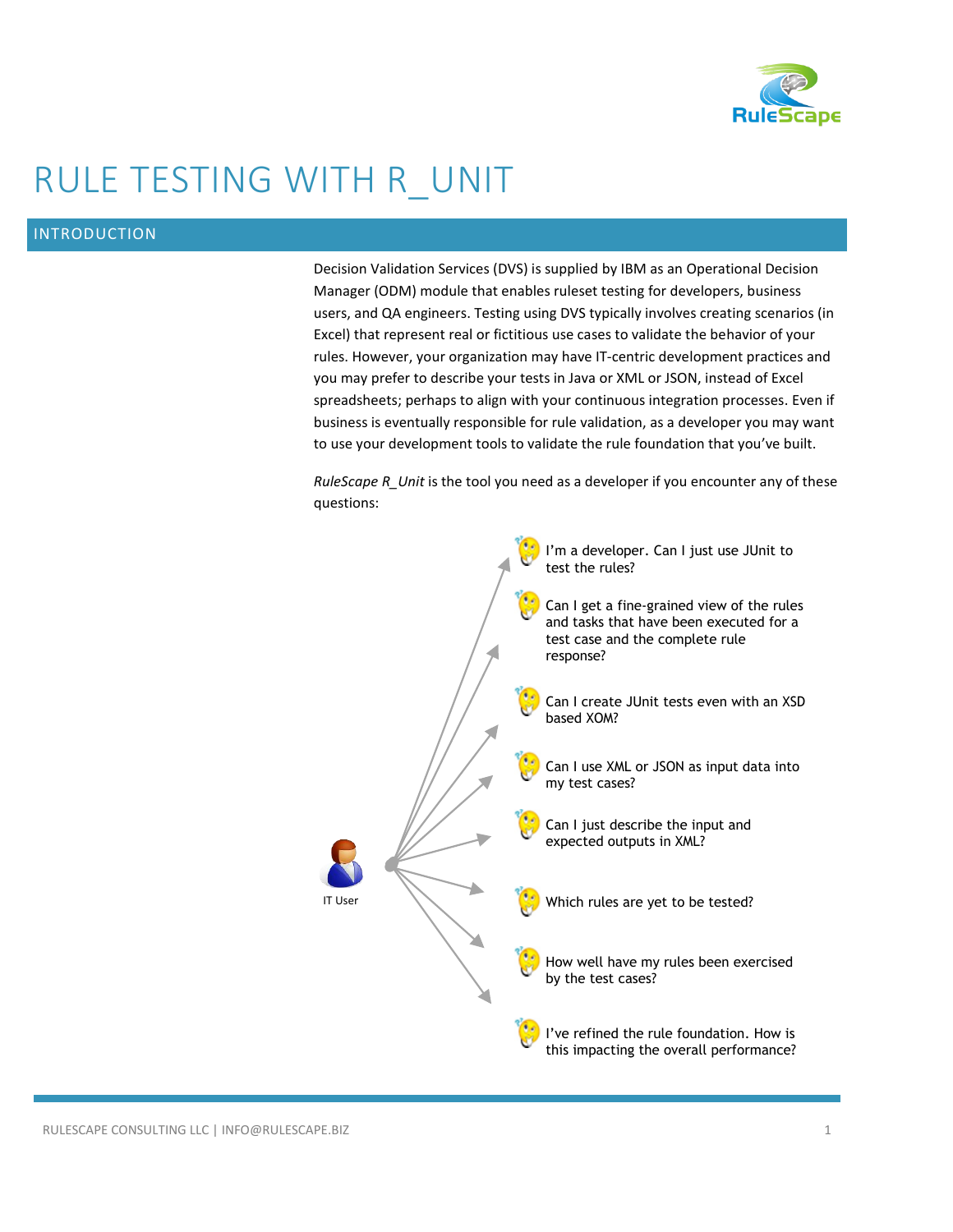# RULE TESTING WITH R_UNIT

## INTRODUCTION

Decision Validation Services (DVS) is supplied by IBM as an Operational Decision Manager (ODM) module that enables ruleset testing for developers, business users, and QA engineers. Testing using DVS typically involves creating scenarios (in Excel) that represent real or fictitious use cases to validate the behavior of your rules. However, your organization may have IT-centric development practices and you may prefer to describe your tests in Java or XML or JSON, instead of Excel spreadsheets; perhaps to align with your continuous integration processes. Even if business is eventually responsible for rule validation, as a developer you may want to use your development tools to validate the rule foundation that you've built.

*RuleScape R_Unit* is the tool you need as a developer if you encounter any of these questions:

IT User

- I'm a developer. Can I just use JUnit to test the rules?
- Can I get a fine-grained view of the rules and tasks that have been executed for a test case and the complete rule response?
- Can I create JUnit tests even with an XSD based XOM?
- Can I use XML or JSON as input data into my test cases?
- Can I just describe the input and expected outputs in XML?
- Which rules are yet to be tested?
- How well have my rules been exercised by the test cases?
- I've refined the rule foundation. How is this impacting the overall performance?

RULESCAPE CONSULTING LLC | INFO@RULESCAPE.BIZ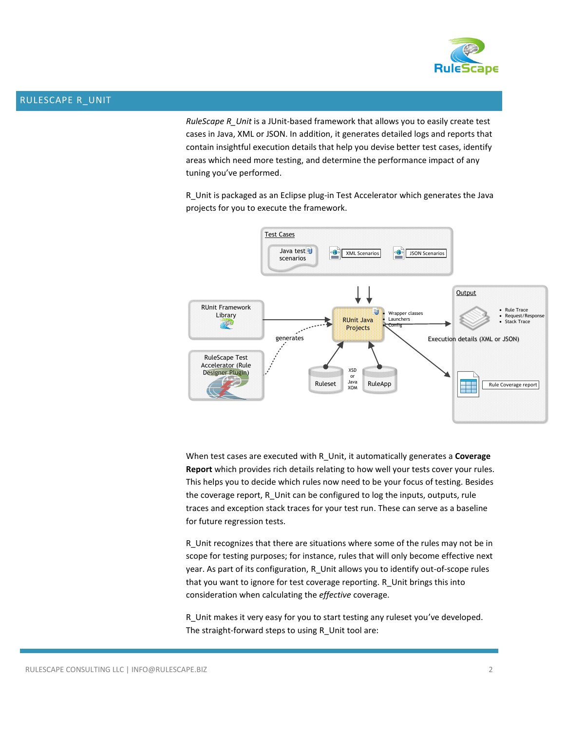## RULESCAPE R_UNIT

*RuleScape R_Unit* is a JUnit-based framework that allows you to easily create test cases in Java, XML or JSON. In addition, it generates detailed logs and reports that contain insightful execution details that help you devise better test cases, identify areas which need more testing, and determine the performance impact of any tuning you've performed.

R_Unit is packaged as an Eclipse plug-in Test Accelerator which generates the Java projects for you to execute the framework.

When test cases are executed with R_Unit, it automatically generates a **Coverage Report** which provides rich details relating to how well your tests cover your rules. This helps you to decide which rules now need to be your focus of testing. Besides the coverage report, R_Unit can be configured to log the inputs, outputs, rule traces and exception stack traces for your test run. These can serve as a baseline for future regression tests.

R_Unit recognizes that there are situations where some of the rules may not be in scope for testing purposes; for instance, rules that will only become effective next year. As part of its configuration, R_Unit allows you to identify out-of-scope rules that you want to ignore for test coverage reporting. R_Unit brings this into consideration when calculating the *effective* coverage.

R_Unit makes it very easy for you to start testing any ruleset you've developed. The straight-forward steps to using R_Unit tool are: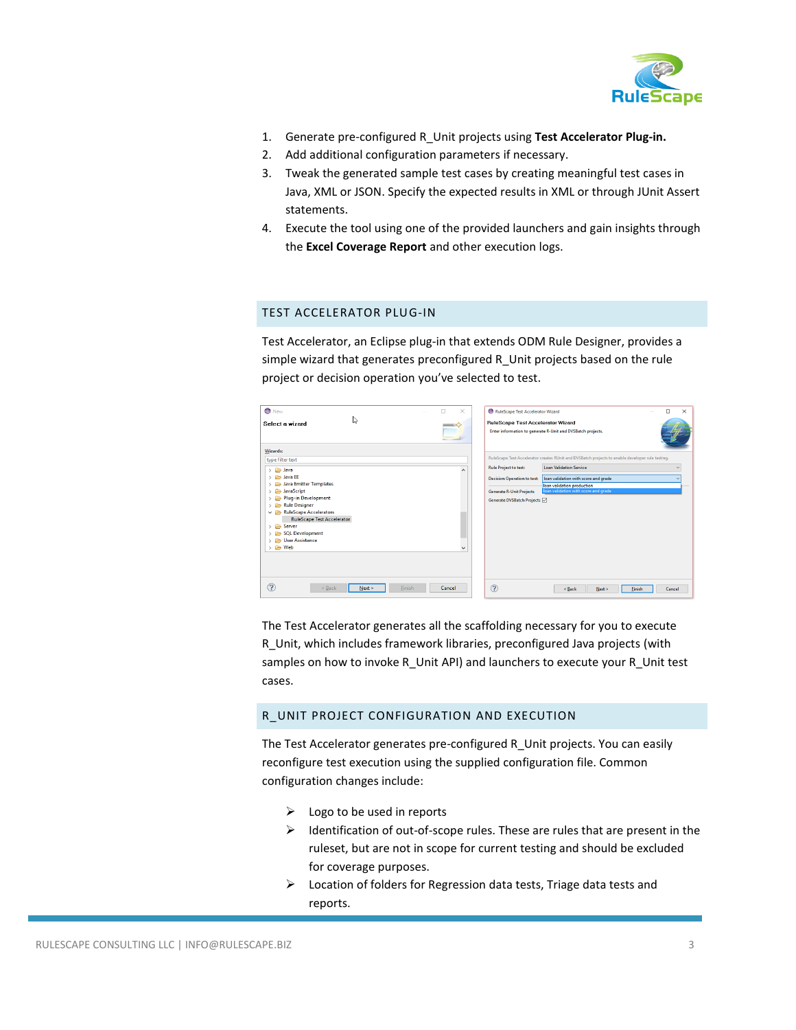1. Generate pre-configured R_Unit projects using **Test Accelerator Plug-in.**
2. Add additional configuration parameters if necessary.
3. Tweak the generated sample test cases by creating meaningful test cases in Java, XML or JSON. Specify the expected results in XML or through JUnit Assert statements.
4. Execute the tool using one of the provided launchers and gain insights through the **Excel Coverage Report** and other execution logs.

## TEST ACCELERATOR PLUG-IN

Test Accelerator, an Eclipse plug-in that extends ODM Rule Designer, provides a simple wizard that generates preconfigured R_Unit projects based on the rule project or decision operation you've selected to test.

The Test Accelerator generates all the scaffolding necessary for you to execute R_Unit, which includes framework libraries, preconfigured Java projects (with samples on how to invoke R_Unit API) and launchers to execute your R_Unit test cases.

## R_UNIT PROJECT CONFIGURATION AND EXECUTION

The Test Accelerator generates pre-configured R_Unit projects. You can easily reconfigure test execution using the supplied configuration file. Common configuration changes include:

- Logo to be used in reports
- Identification of out-of-scope rules. These are rules that are present in the ruleset, but are not in scope for current testing and should be excluded for coverage purposes.
- Location of folders for Regression data tests, Triage data tests and reports.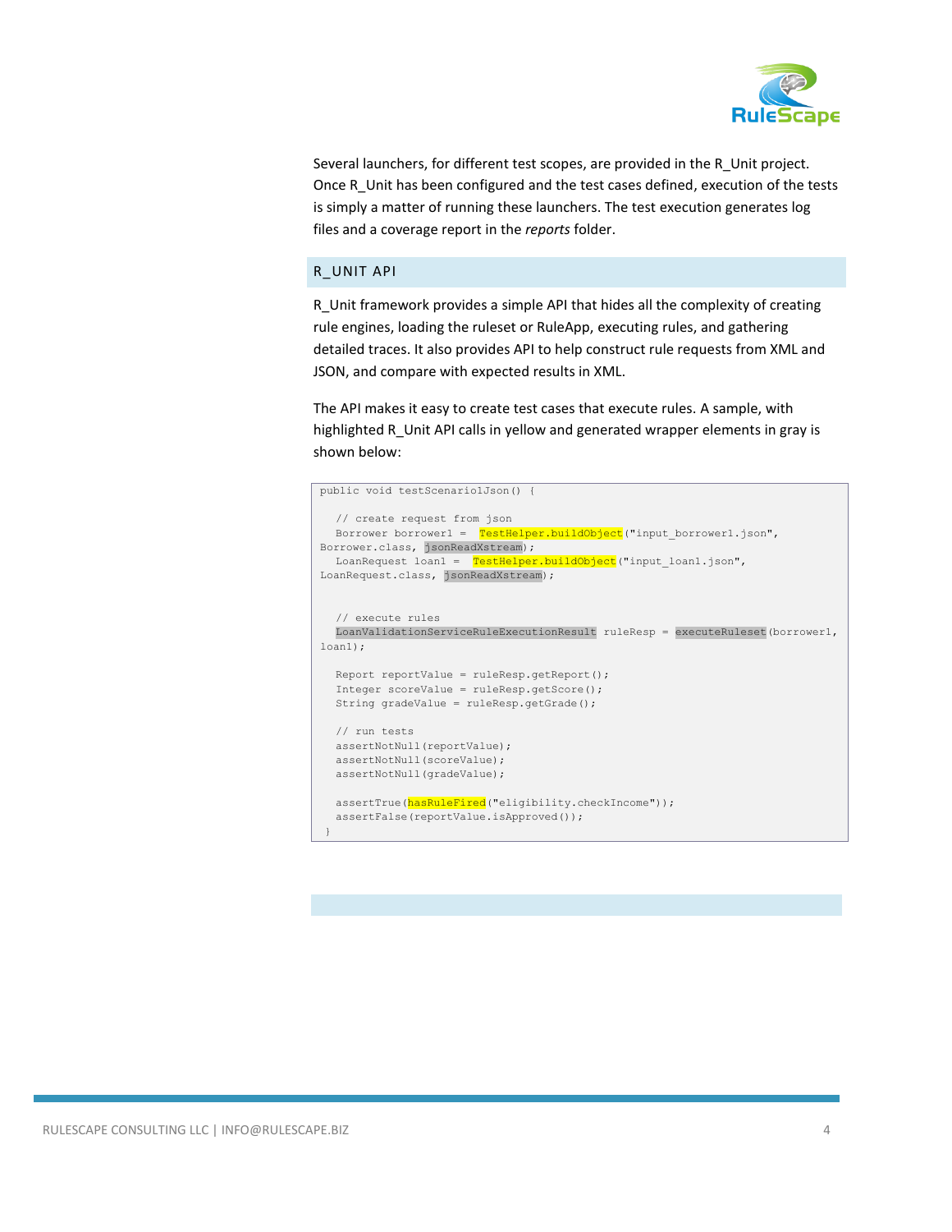Several launchers, for different test scopes, are provided in the R_Unit project. Once R_Unit has been configured and the test cases defined, execution of the tests is simply a matter of running these launchers. The test execution generates log files and a coverage report in the *reports* folder.

## R_UNIT API

R_Unit framework provides a simple API that hides all the complexity of creating rule engines, loading the ruleset or RuleApp, executing rules, and gathering detailed traces. It also provides API to help construct rule requests from XML and JSON, and compare with expected results in XML.

The API makes it easy to create test cases that execute rules. A sample, with highlighted R_Unit API calls in yellow and generated wrapper elements in gray is shown below:

```
public void testScenario1Json() {

   // create request from json
   Borrower borrower1 =  TestHelper.buildObject("input_borrower1.json",
Borrower.class, jsonReadXstream);
   LoanRequest loan1 =  TestHelper.buildObject("input_loan1.json",
LoanRequest.class, jsonReadXstream);


   // execute rules
   LoanValidationServiceRuleExecutionResult ruleResp = executeRuleset(borrower1,
loan1);

   Report reportValue = ruleResp.getReport();
   Integer scoreValue = ruleResp.getScore();
   String gradeValue = ruleResp.getGrade();

   // run tests
   assertNotNull(reportValue);
   assertNotNull(scoreValue);
   assertNotNull(gradeValue);

   assertTrue(hasRuleFired("eligibility.checkIncome"));
   assertFalse(reportValue.isApproved());
 }
```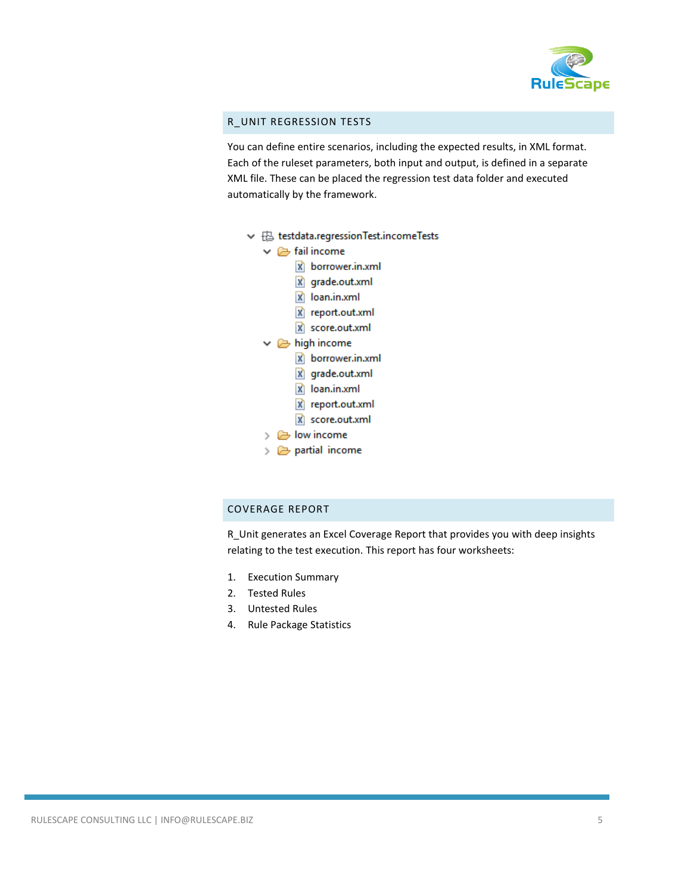## R_UNIT REGRESSION TESTS

You can define entire scenarios, including the expected results, in XML format. Each of the ruleset parameters, both input and output, is defined in a separate XML file. These can be placed the regression test data folder and executed automatically by the framework.

```
testdata.regressionTest.incomeTests
  fail income
    borrower.in.xml
    grade.out.xml
    loan.in.xml
    report.out.xml
    score.out.xml
  high income
    borrower.in.xml
    grade.out.xml
    loan.in.xml
    report.out.xml
    score.out.xml
  low income
  partial income
```

## COVERAGE REPORT

R_Unit generates an Excel Coverage Report that provides you with deep insights relating to the test execution. This report has four worksheets:

1. Execution Summary
2. Tested Rules
3. Untested Rules
4. Rule Package Statistics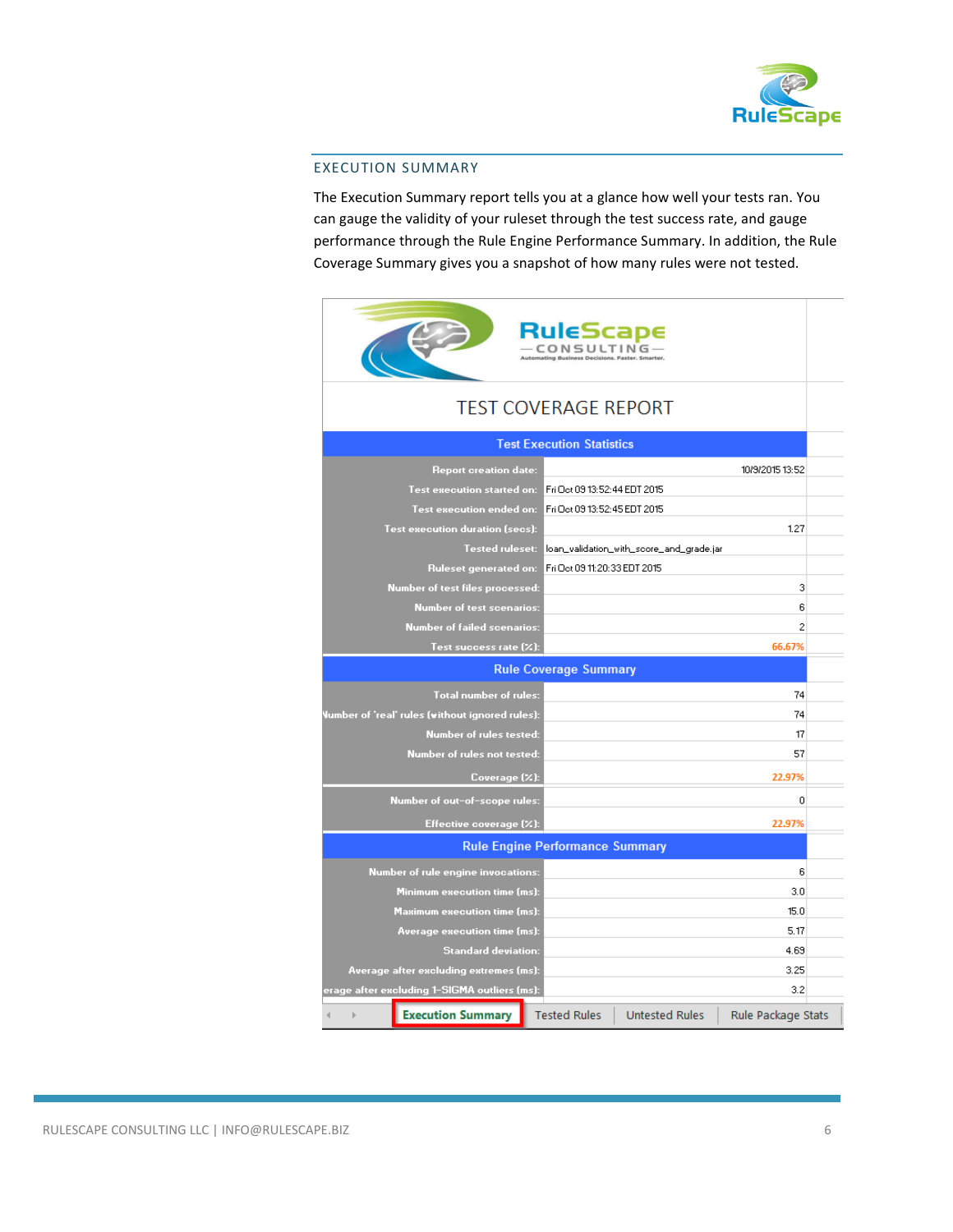## EXECUTION SUMMARY

The Execution Summary report tells you at a glance how well your tests ran. You can gauge the validity of your ruleset through the test success rate, and gauge performance through the Rule Engine Performance Summary. In addition, the Rule Coverage Summary gives you a snapshot of how many rules were not tested.

RuleScape
CONSULTING
Automating Business Decisions. Faster. Smarter.

TEST COVERAGE REPORT

| Test Execution Statistics | |
|---|---|
| Report creation date: | 10/9/2015 13:52 |
| Test execution started on: | Fri Oct 09 13:52:44 EDT 2015 |
| Test execution ended on: | Fri Oct 09 13:52:45 EDT 2015 |
| Test execution duration (secs): | 1.27 |
| Tested ruleset: | loan_validation_with_score_and_grade.jar |
| Ruleset generated on: | Fri Oct 09 11:20:33 EDT 2015 |
| Number of test files processed: | 3 |
| Number of test scenarios: | 6 |
| Number of failed scenarios: | 2 |
| Test success rate (%): | 66.67% |

| Rule Coverage Summary | |
|---|---|
| Total number of rules: | 74 |
| Number of 'real' rules (without ignored rules): | 74 |
| Number of rules tested: | 17 |
| Number of rules not tested: | 57 |
| Coverage (%): | 22.97% |
| Number of out-of-scope rules: | 0 |
| Effective coverage (%): | 22.97% |

| Rule Engine Performance Summary | |
|---|---|
| Number of rule engine invocations: | 6 |
| Minimum execution time (ms): | 3.0 |
| Maximum execution time (ms): | 15.0 |
| Average execution time (ms): | 5.17 |
| Standard deviation: | 4.69 |
| Average after excluding extremes (ms): | 3.25 |
| Average after excluding 1-SIGMA outliers (ms): | 3.2 |

Execution Summary | Tested Rules | Untested Rules | Rule Package Stats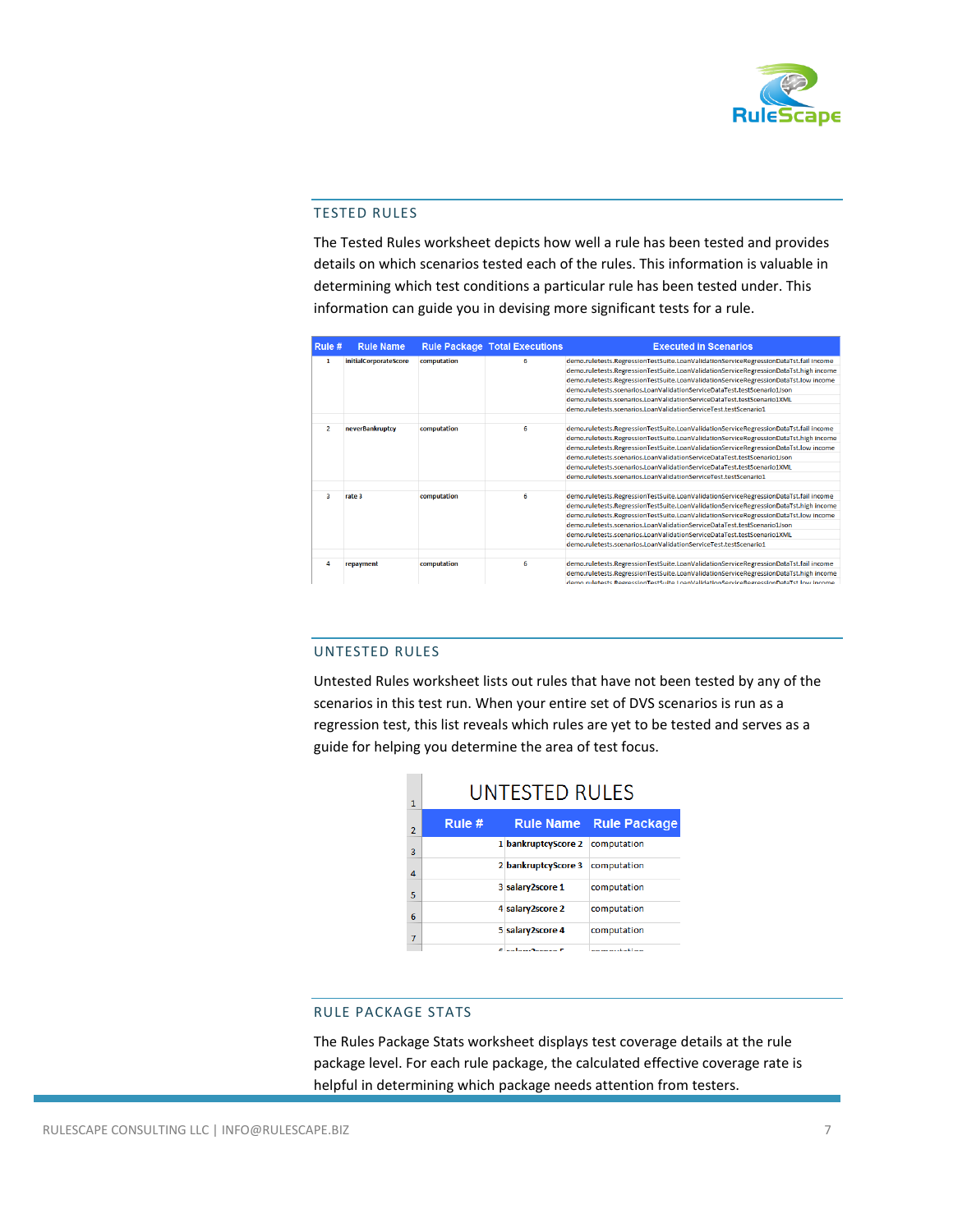## TESTED RULES

The Tested Rules worksheet depicts how well a rule has been tested and provides details on which scenarios tested each of the rules. This information is valuable in determining which test conditions a particular rule has been tested under. This information can guide you in devising more significant tests for a rule.

| Rule # | Rule Name | Rule Package | Total Executions | Executed in Scenarios |
|---|---|---|---|---|
| 1 | initialCorporateScore | computation | 6 | demo.ruletests.RegressionTestSuite.LoanValidationServiceRegressionDataTst.fail income<br>demo.ruletests.RegressionTestSuite.LoanValidationServiceRegressionDataTst.high income<br>demo.ruletests.RegressionTestSuite.LoanValidationServiceRegressionDataTst.low income<br>demo.ruletests.scenarios.LoanValidationServiceDataTest.testScenario1Json<br>demo.ruletests.scenarios.LoanValidationServiceDataTest.testScenario1XML<br>demo.ruletests.scenarios.LoanValidationServiceTest.testScenario1 |
| 2 | neverBankruptcy | computation | 6 | demo.ruletests.RegressionTestSuite.LoanValidationServiceRegressionDataTst.fail income<br>demo.ruletests.RegressionTestSuite.LoanValidationServiceRegressionDataTst.high income<br>demo.ruletests.RegressionTestSuite.LoanValidationServiceRegressionDataTst.low income<br>demo.ruletests.scenarios.LoanValidationServiceDataTest.testScenario1Json<br>demo.ruletests.scenarios.LoanValidationServiceDataTest.testScenario1XML<br>demo.ruletests.scenarios.LoanValidationServiceTest.testScenario1 |
| 3 | rate 3 | computation | 6 | demo.ruletests.RegressionTestSuite.LoanValidationServiceRegressionDataTst.fail income<br>demo.ruletests.RegressionTestSuite.LoanValidationServiceRegressionDataTst.high income<br>demo.ruletests.RegressionTestSuite.LoanValidationServiceRegressionDataTst.low income<br>demo.ruletests.scenarios.LoanValidationServiceDataTest.testScenario1Json<br>demo.ruletests.scenarios.LoanValidationServiceDataTest.testScenario1XML<br>demo.ruletests.scenarios.LoanValidationServiceTest.testScenario1 |
| 4 | repayment | computation | 6 | demo.ruletests.RegressionTestSuite.LoanValidationServiceRegressionDataTst.fail income<br>demo.ruletests.RegressionTestSuite.LoanValidationServiceRegressionDataTst.high income<br>demo.ruletests.RegressionTestSuite.LoanValidationServiceRegressionDataTst.low income |

## UNTESTED RULES

Untested Rules worksheet lists out rules that have not been tested by any of the scenarios in this test run. When your entire set of DVS scenarios is run as a regression test, this list reveals which rules are yet to be tested and serves as a guide for helping you determine the area of test focus.

**UNTESTED RULES**

| Rule # | Rule Name | Rule Package |
|---|---|---|
| 1 | bankruptcyScore 2 | computation |
| 2 | bankruptcyScore 3 | computation |
| 3 | salary2score 1 | computation |
| 4 | salary2score 2 | computation |
| 5 | salary2score 4 | computation |
| 6 | salary2score 5 | computation |

## RULE PACKAGE STATS

The Rules Package Stats worksheet displays test coverage details at the rule package level. For each rule package, the calculated effective coverage rate is helpful in determining which package needs attention from testers.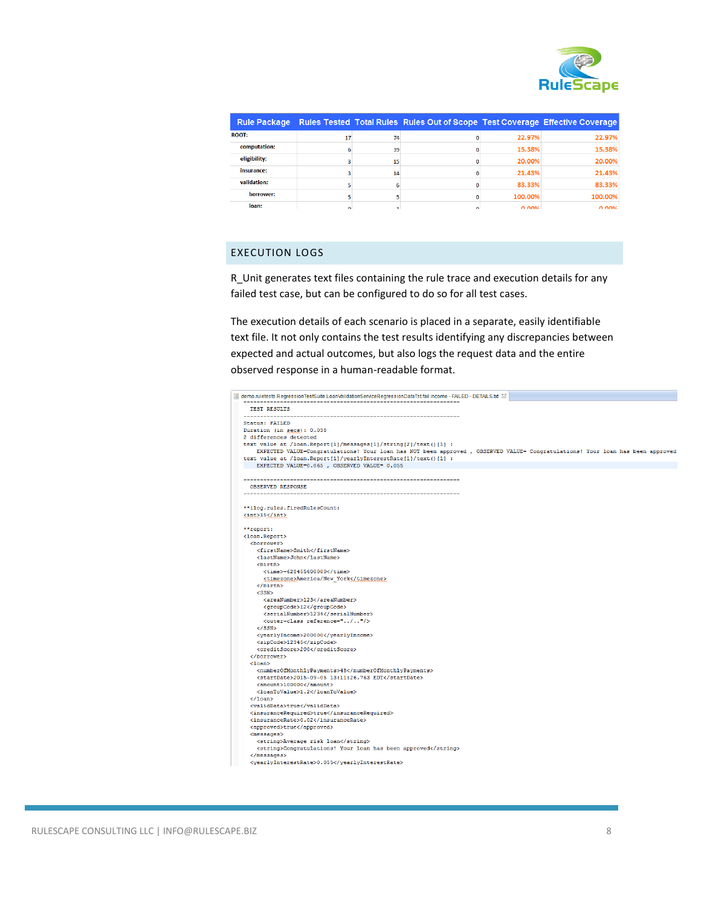| Rule Package | Rules Tested | Total Rules | Rules Out of Scope | Test Coverage | Effective Coverage |
|---|---|---|---|---|---|
| ROOT: | 17 | 74 | 0 | 22.97% | 22.97% |
| computation: | 6 | 39 | 0 | 15.38% | 15.38% |
| eligibility: | 3 | 15 | 0 | 20.00% | 20.00% |
| insurance: | 3 | 14 | 0 | 21.43% | 21.43% |
| validation: | 5 | 6 | 0 | 83.33% | 83.33% |
| borrower: | 5 | 5 | 0 | 100.00% | 100.00% |
| loan: | 0 | 1 | 0 | 0.00% | 0.00% |

## EXECUTION LOGS

R_Unit generates text files containing the rule trace and execution details for any failed test case, but can be configured to do so for all test cases.

The execution details of each scenario is placed in a separate, easily identifiable text file. It not only contains the test results identifying any discrepancies between expected and actual outcomes, but also logs the request data and the entire observed response in a human-readable format.

```
demo.ruletests.RegressionTestSuite.LoanValidationServiceRegressionDataTst.fail income - FAILED - DETAILS.txt
 ----------------------------------------------------------------
  TEST RESULTS
 ----------------------------------------------------------------
Status: FAILED
Duration (in secs): 0.038
2 differences detected
text value at /loan.Report[1]/messages[1]/string[2]/text()[1] :
    EXPECTED VALUE=Congratulations! Your loan has NOT been approved , OBSERVED VALUE= Congratulations! Your loan has been approved
text value at /loan.Report[1]/yearlyInterestRate[1]/text()[1] :
    EXPECTED VALUE=0.065 , OBSERVED VALUE= 0.055

 ----------------------------------------------------------------
  OBSERVED RESPONSE
 ----------------------------------------------------------------

**ilog.rules.firedRulesCount:
<int>15</int>

**report:
<loan.Report>
  <borrower>
    <firstName>Smith</firstName>
    <lastName>John</lastName>
    <birth>
      <time>-628455600000</time>
      <timezone>America/New_York</timezone>
    </birth>
    <SSN>
      <areaNumber>123</areaNumber>
      <groupCode>12</groupCode>
      <serialNumber>1234</serialNumber>
      <outer-class reference="../.."/>
    </SSN>
    <yearlyIncome>200000</yearlyIncome>
    <zipCode>12345</zipCode>
    <creditScore>200</creditScore>
  </borrower>
  <loan>
    <numberOfMonthlyPayments>48</numberOfMonthlyPayments>
    <startDate>2015-09-05 13:11:26.763 EDT</startDate>
    <amount>100000</amount>
    <loanToValue>1.2</loanToValue>
  </loan>
  <validData>true</validData>
  <insuranceRequired>true</insuranceRequired>
  <insuranceRate>0.02</insuranceRate>
  <approved>true</approved>
  <messages>
    <string>Average risk loan</string>
    <string>Congratulations! Your loan has been approved</string>
  </messages>
  <yearlyInterestRate>0.055</yearlyInterestRate>
```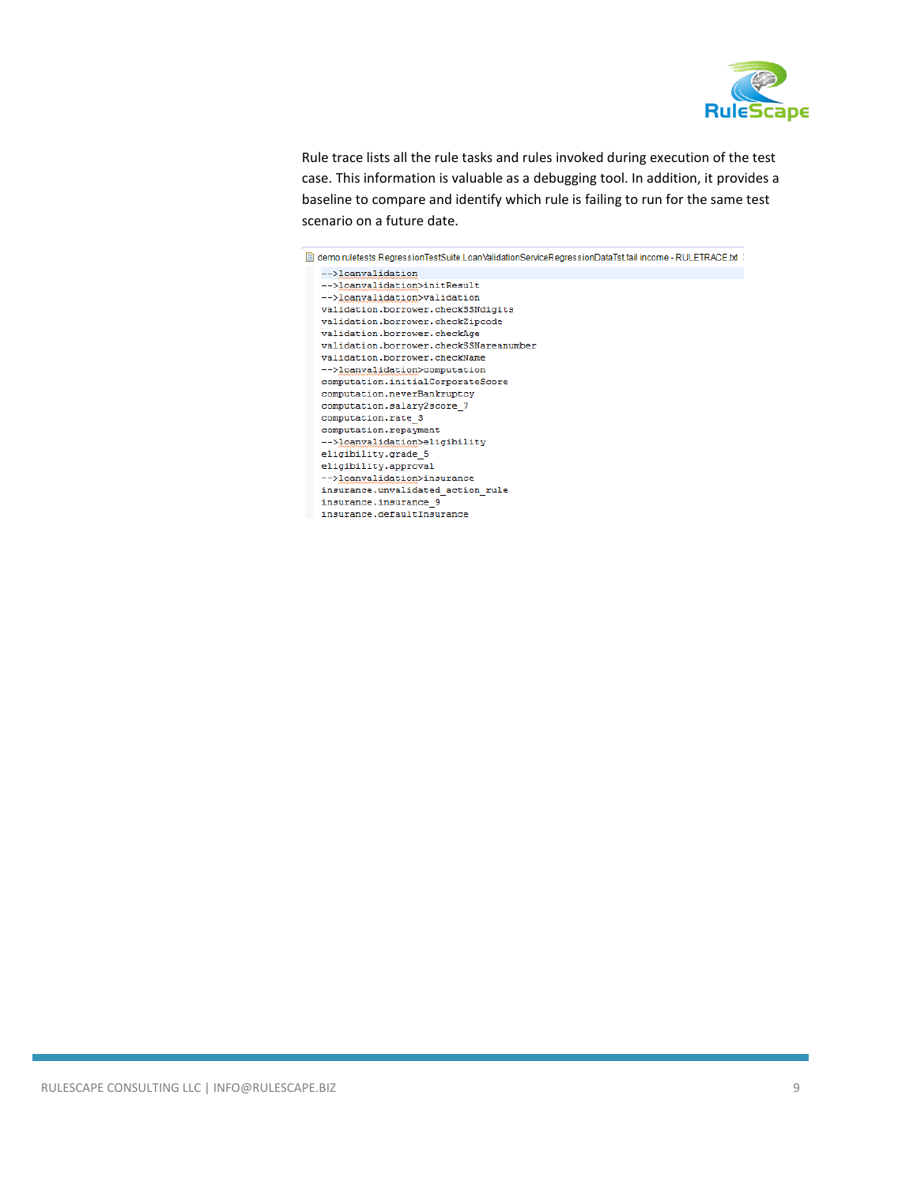Rule trace lists all the rule tasks and rules invoked during execution of the test case. This information is valuable as a debugging tool. In addition, it provides a baseline to compare and identify which rule is failing to run for the same test scenario on a future date.

demo.ruletests.RegressionTestSuite.LoanValidationServiceRegressionDataTst.fail income - RULETRACE.txt

```
-->loanvalidation
-->loanvalidation>initResult
-->loanvalidation>validation
validation.borrower.checkSSNdigits
validation.borrower.checkZipcode
validation.borrower.checkAge
validation.borrower.checkSSNareanumber
validation.borrower.checkName
-->loanvalidation>computation
computation.initialCorporateScore
computation.neverBankruptcy
computation.salary2score_7
computation.rate_3
computation.repayment
-->loanvalidation>eligibility
eligibility.grade_5
eligibility.approval
-->loanvalidation>insurance
insurance.unvalidated_action_rule
insurance.insurance_9
insurance.defaultInsurance
```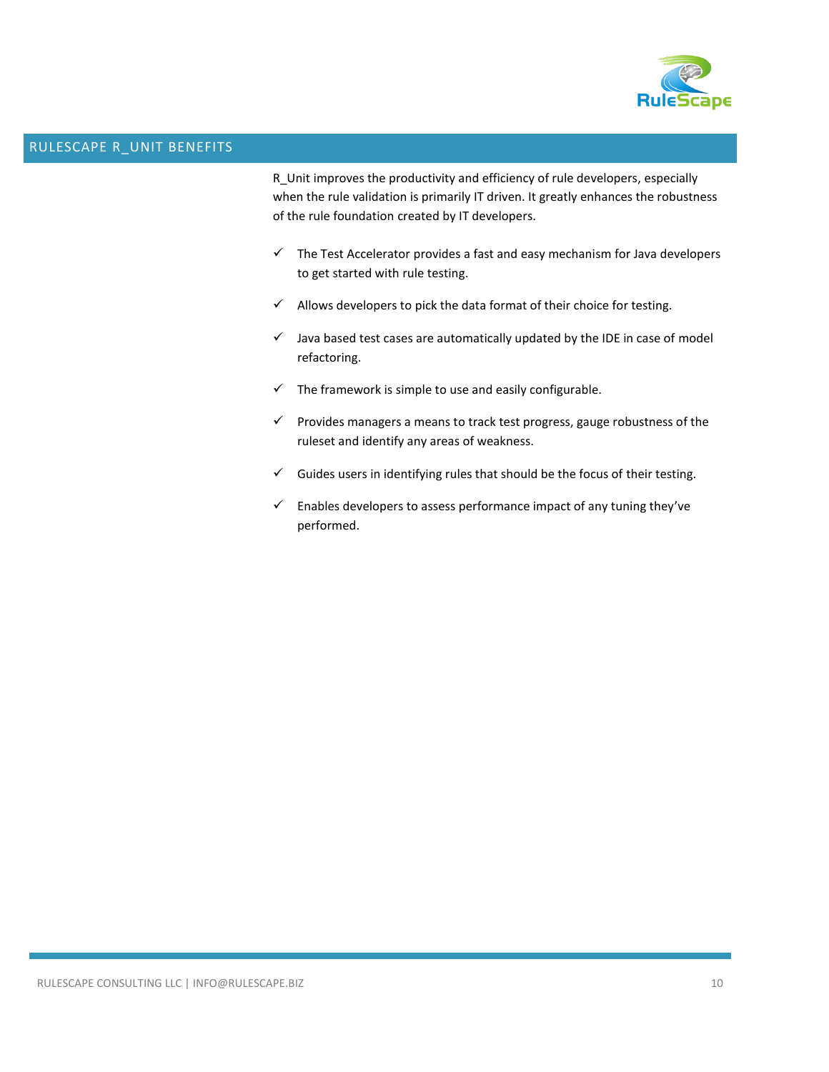## RULESCAPE R_UNIT BENEFITS

R_Unit improves the productivity and efficiency of rule developers, especially when the rule validation is primarily IT driven. It greatly enhances the robustness of the rule foundation created by IT developers.

- ✓ The Test Accelerator provides a fast and easy mechanism for Java developers to get started with rule testing.
- ✓ Allows developers to pick the data format of their choice for testing.
- ✓ Java based test cases are automatically updated by the IDE in case of model refactoring.
- ✓ The framework is simple to use and easily configurable.
- ✓ Provides managers a means to track test progress, gauge robustness of the ruleset and identify any areas of weakness.
- ✓ Guides users in identifying rules that should be the focus of their testing.
- ✓ Enables developers to assess performance impact of any tuning they've performed.